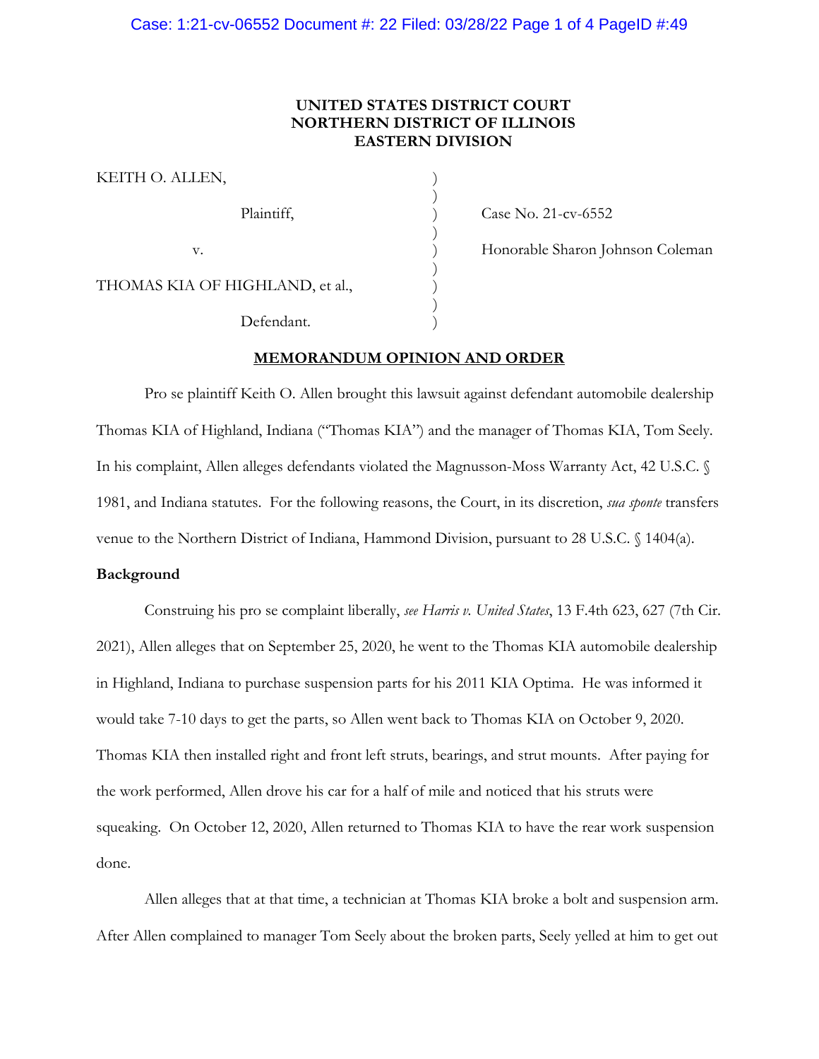**UNITED STATES DISTRICT COURT**
**NORTHERN DISTRICT OF ILLINOIS**
**EASTERN DIVISION**

| | | |
|---|---|---|
| KEITH O. ALLEN, | ) | |
| | ) | |
| Plaintiff, | ) | Case No. 21-cv-6552 |
| | ) | |
| v. | ) | Honorable Sharon Johnson Coleman |
| | ) | |
| THOMAS KIA OF HIGHLAND, et al., | ) | |
| | ) | |
| Defendant. | ) | |

**MEMORANDUM OPINION AND ORDER**

Pro se plaintiff Keith O. Allen brought this lawsuit against defendant automobile dealership Thomas KIA of Highland, Indiana ("Thomas KIA") and the manager of Thomas KIA, Tom Seely. In his complaint, Allen alleges defendants violated the Magnusson-Moss Warranty Act, 42 U.S.C. § 1981, and Indiana statutes. For the following reasons, the Court, in its discretion, *sua sponte* transfers venue to the Northern District of Indiana, Hammond Division, pursuant to 28 U.S.C. § 1404(a).

**Background**

Construing his pro se complaint liberally, *see Harris v. United States*, 13 F.4th 623, 627 (7th Cir. 2021), Allen alleges that on September 25, 2020, he went to the Thomas KIA automobile dealership in Highland, Indiana to purchase suspension parts for his 2011 KIA Optima. He was informed it would take 7-10 days to get the parts, so Allen went back to Thomas KIA on October 9, 2020. Thomas KIA then installed right and front left struts, bearings, and strut mounts. After paying for the work performed, Allen drove his car for a half of mile and noticed that his struts were squeaking. On October 12, 2020, Allen returned to Thomas KIA to have the rear work suspension done.

Allen alleges that at that time, a technician at Thomas KIA broke a bolt and suspension arm. After Allen complained to manager Tom Seely about the broken parts, Seely yelled at him to get out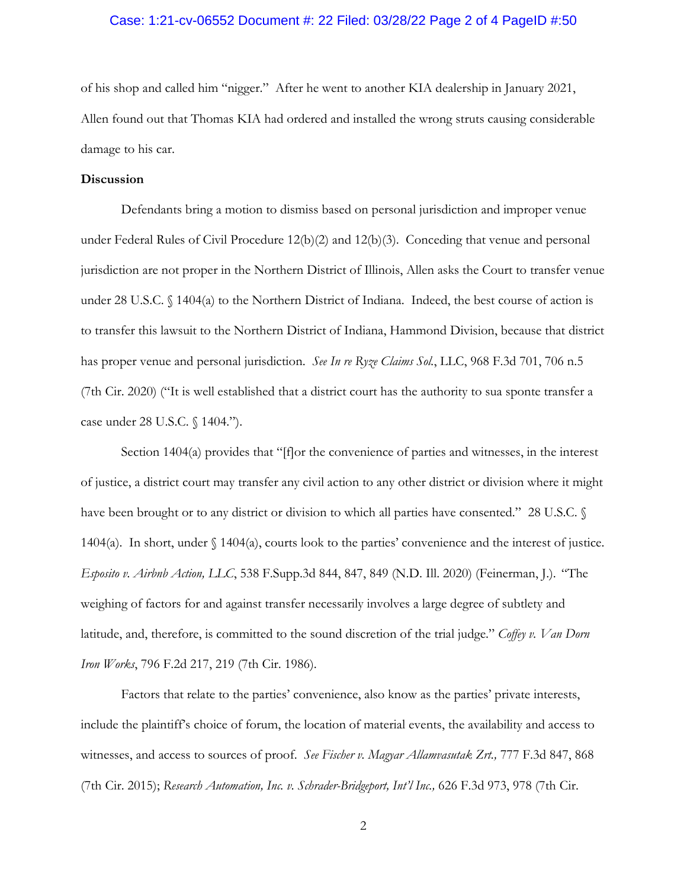of his shop and called him "nigger." After he went to another KIA dealership in January 2021, Allen found out that Thomas KIA had ordered and installed the wrong struts causing considerable damage to his car.

**Discussion**

Defendants bring a motion to dismiss based on personal jurisdiction and improper venue under Federal Rules of Civil Procedure 12(b)(2) and 12(b)(3). Conceding that venue and personal jurisdiction are not proper in the Northern District of Illinois, Allen asks the Court to transfer venue under 28 U.S.C. § 1404(a) to the Northern District of Indiana. Indeed, the best course of action is to transfer this lawsuit to the Northern District of Indiana, Hammond Division, because that district has proper venue and personal jurisdiction. *See In re Ryze Claims Sol.*, LLC, 968 F.3d 701, 706 n.5 (7th Cir. 2020) ("It is well established that a district court has the authority to sua sponte transfer a case under 28 U.S.C. § 1404.").

Section 1404(a) provides that "[f]or the convenience of parties and witnesses, in the interest of justice, a district court may transfer any civil action to any other district or division where it might have been brought or to any district or division to which all parties have consented." 28 U.S.C. § 1404(a). In short, under § 1404(a), courts look to the parties' convenience and the interest of justice. *Esposito v. Airbnb Action, LLC*, 538 F.Supp.3d 844, 847, 849 (N.D. Ill. 2020) (Feinerman, J.). "The weighing of factors for and against transfer necessarily involves a large degree of subtlety and latitude, and, therefore, is committed to the sound discretion of the trial judge." *Coffey v. Van Dorn Iron Works*, 796 F.2d 217, 219 (7th Cir. 1986).

Factors that relate to the parties' convenience, also know as the parties' private interests, include the plaintiff's choice of forum, the location of material events, the availability and access to witnesses, and access to sources of proof. *See Fischer v. Magyar Allamvasutak Zrt.,* 777 F.3d 847, 868 (7th Cir. 2015); *Research Automation, Inc. v. Schrader-Bridgeport, Int'l Inc.,* 626 F.3d 973, 978 (7th Cir.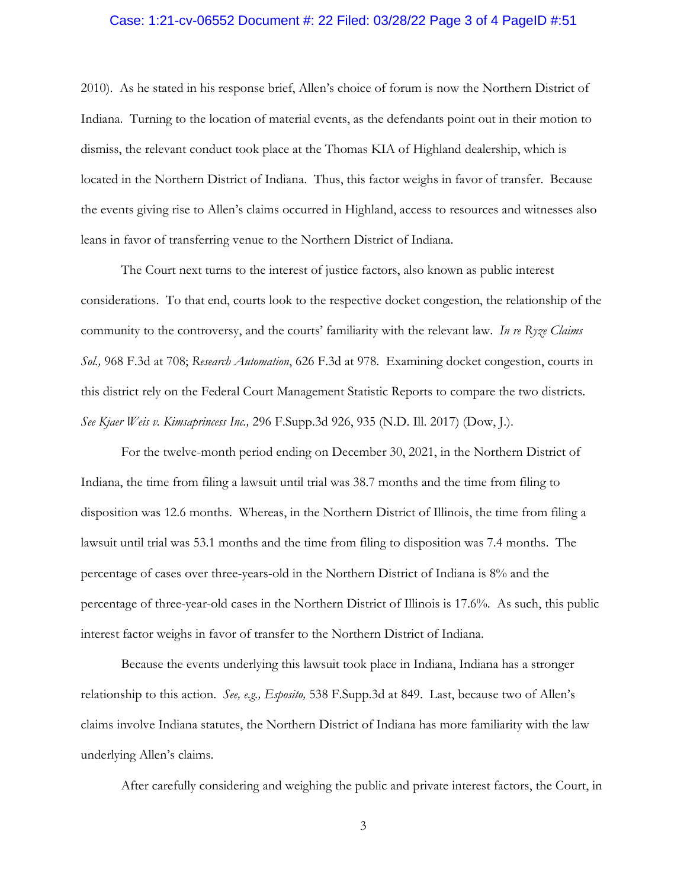2010). As he stated in his response brief, Allen's choice of forum is now the Northern District of Indiana. Turning to the location of material events, as the defendants point out in their motion to dismiss, the relevant conduct took place at the Thomas KIA of Highland dealership, which is located in the Northern District of Indiana. Thus, this factor weighs in favor of transfer. Because the events giving rise to Allen's claims occurred in Highland, access to resources and witnesses also leans in favor of transferring venue to the Northern District of Indiana.

The Court next turns to the interest of justice factors, also known as public interest considerations. To that end, courts look to the respective docket congestion, the relationship of the community to the controversy, and the courts' familiarity with the relevant law. *In re Ryze Claims Sol.,* 968 F.3d at 708; *Research Automation*, 626 F.3d at 978. Examining docket congestion, courts in this district rely on the Federal Court Management Statistic Reports to compare the two districts. *See Kjaer Weis v. Kimsaprincess Inc.,* 296 F.Supp.3d 926, 935 (N.D. Ill. 2017) (Dow, J.).

For the twelve-month period ending on December 30, 2021, in the Northern District of Indiana, the time from filing a lawsuit until trial was 38.7 months and the time from filing to disposition was 12.6 months. Whereas, in the Northern District of Illinois, the time from filing a lawsuit until trial was 53.1 months and the time from filing to disposition was 7.4 months. The percentage of cases over three-years-old in the Northern District of Indiana is 8% and the percentage of three-year-old cases in the Northern District of Illinois is 17.6%. As such, this public interest factor weighs in favor of transfer to the Northern District of Indiana.

Because the events underlying this lawsuit took place in Indiana, Indiana has a stronger relationship to this action. *See, e.g., Esposito,* 538 F.Supp.3d at 849. Last, because two of Allen's claims involve Indiana statutes, the Northern District of Indiana has more familiarity with the law underlying Allen's claims.

After carefully considering and weighing the public and private interest factors, the Court, in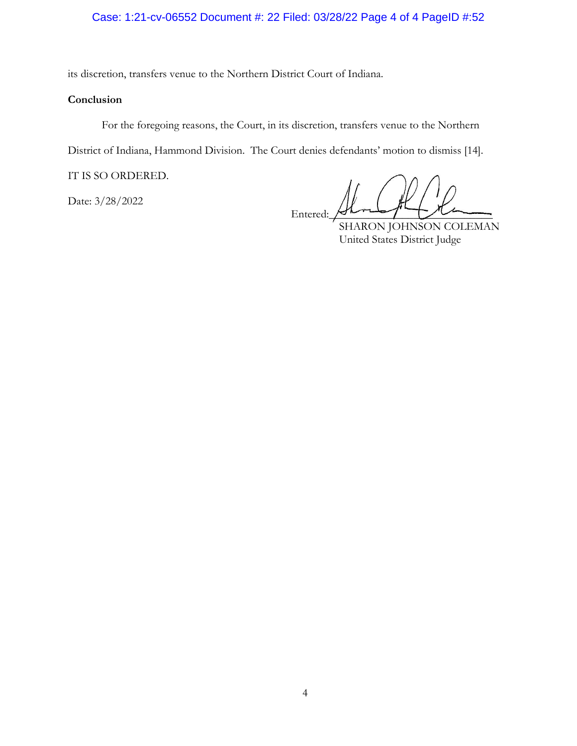its discretion, transfers venue to the Northern District Court of Indiana.

**Conclusion**

For the foregoing reasons, the Court, in its discretion, transfers venue to the Northern District of Indiana, Hammond Division. The Court denies defendants' motion to dismiss [14].

IT IS SO ORDERED.

Date: 3/28/2022

Entered:\_\_\_\_\_\_\_\_\_\_\_\_\_\_\_\_\_\_\_\_\_\_\_\_\_\_\_\_\_\_\_\_\_\_

SHARON JOHNSON COLEMAN
United States District Judge